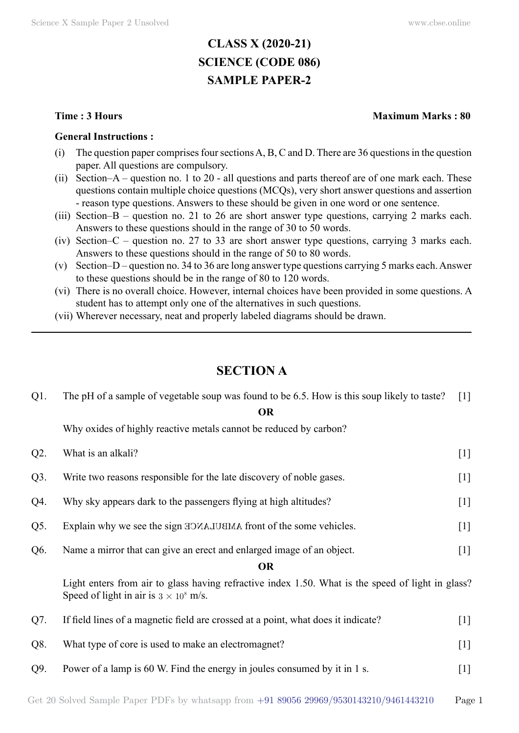# CLASS X (2020-21)
# SCIENCE (CODE 086)
# SAMPLE PAPER-2

**Time : 3 Hours** **Maximum Marks : 80**

**General Instructions :**

(i) The question paper comprises four sections A, B, C and D. There are 36 questions in the question paper. All questions are compulsory.

(ii) Section–A – question no. 1 to 20 - all questions and parts thereof are of one mark each. These questions contain multiple choice questions (MCQs), very short answer questions and assertion - reason type questions. Answers to these should be given in one word or one sentence.

(iii) Section–B – question no. 21 to 26 are short answer type questions, carrying 2 marks each. Answers to these questions should in the range of 30 to 50 words.

(iv) Section–C – question no. 27 to 33 are short answer type questions, carrying 3 marks each. Answers to these questions should in the range of 50 to 80 words.

(v) Section–D – question no. 34 to 36 are long answer type questions carrying 5 marks each. Answer to these questions should be in the range of 80 to 120 words.

(vi) There is no overall choice. However, internal choices have been provided in some questions. A student has to attempt only one of the alternatives in such questions.

(vii) Wherever necessary, neat and properly labeled diagrams should be drawn.

---

## SECTION A

Q1. The pH of a sample of vegetable soup was found to be 6.5. How is this soup likely to taste? [1]

**OR**

Why oxides of highly reactive metals cannot be reduced by carbon?

Q2. What is an alkali? [1]

Q3. Write two reasons responsible for the late discovery of noble gases. [1]

Q4. Why sky appears dark to the passengers flying at high altitudes? [1]

Q5. Explain why we see the sign ƎƆИA⅃UꓭMA front of the some vehicles. [1]

Q6. Name a mirror that can give an erect and enlarged image of an object. [1]

**OR**

Light enters from air to glass having refractive index 1.50. What is the speed of light in glass? Speed of light in air is $3 \times 10^8$ m/s.

Q7. If field lines of a magnetic field are crossed at a point, what does it indicate? [1]

Q8. What type of core is used to make an electromagnet? [1]

Q9. Power of a lamp is 60 W. Find the energy in joules consumed by it in 1 s. [1]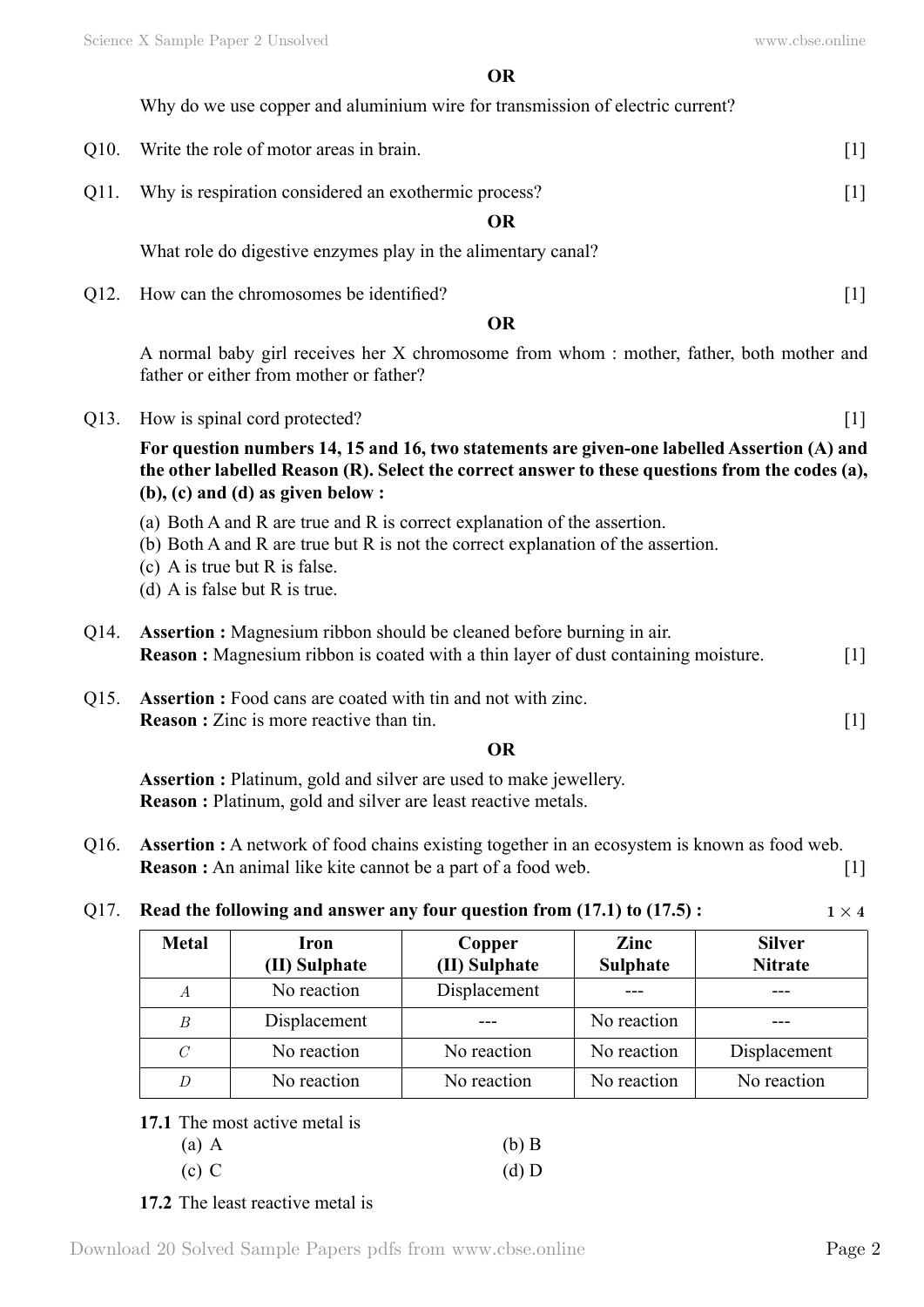**OR**

Why do we use copper and aluminium wire for transmission of electric current?

Q10. Write the role of motor areas in brain. [1]

Q11. Why is respiration considered an exothermic process? [1]

**OR**

What role do digestive enzymes play in the alimentary canal?

Q12. How can the chromosomes be identified? [1]

**OR**

A normal baby girl receives her X chromosome from whom : mother, father, both mother and father or either from mother or father?

Q13. How is spinal cord protected? [1]

**For question numbers 14, 15 and 16, two statements are given-one labelled Assertion (A) and the other labelled Reason (R). Select the correct answer to these questions from the codes (a), (b), (c) and (d) as given below :**

(a) Both A and R are true and R is correct explanation of the assertion.
(b) Both A and R are true but R is not the correct explanation of the assertion.
(c) A is true but R is false.
(d) A is false but R is true.

Q14. **Assertion :** Magnesium ribbon should be cleaned before burning in air.
**Reason :** Magnesium ribbon is coated with a thin layer of dust containing moisture. [1]

Q15. **Assertion :** Food cans are coated with tin and not with zinc.
**Reason :** Zinc is more reactive than tin. [1]

**OR**

**Assertion :** Platinum, gold and silver are used to make jewellery.
**Reason :** Platinum, gold and silver are least reactive metals.

Q16. **Assertion :** A network of food chains existing together in an ecosystem is known as food web.
**Reason :** An animal like kite cannot be a part of a food web. [1]

Q17. **Read the following and answer any four question from (17.1) to (17.5) :** $1 \times 4$

| Metal | Iron (II) Sulphate | Copper (II) Sulphate | Zinc Sulphate | Silver Nitrate |
|---|---|---|---|---|
| *A* | No reaction | Displacement | --- | --- |
| *B* | Displacement | --- | No reaction | --- |
| *C* | No reaction | No reaction | No reaction | Displacement |
| *D* | No reaction | No reaction | No reaction | No reaction |

**17.1** The most active metal is

(a) A (b) B

(c) C (d) D

**17.2** The least reactive metal is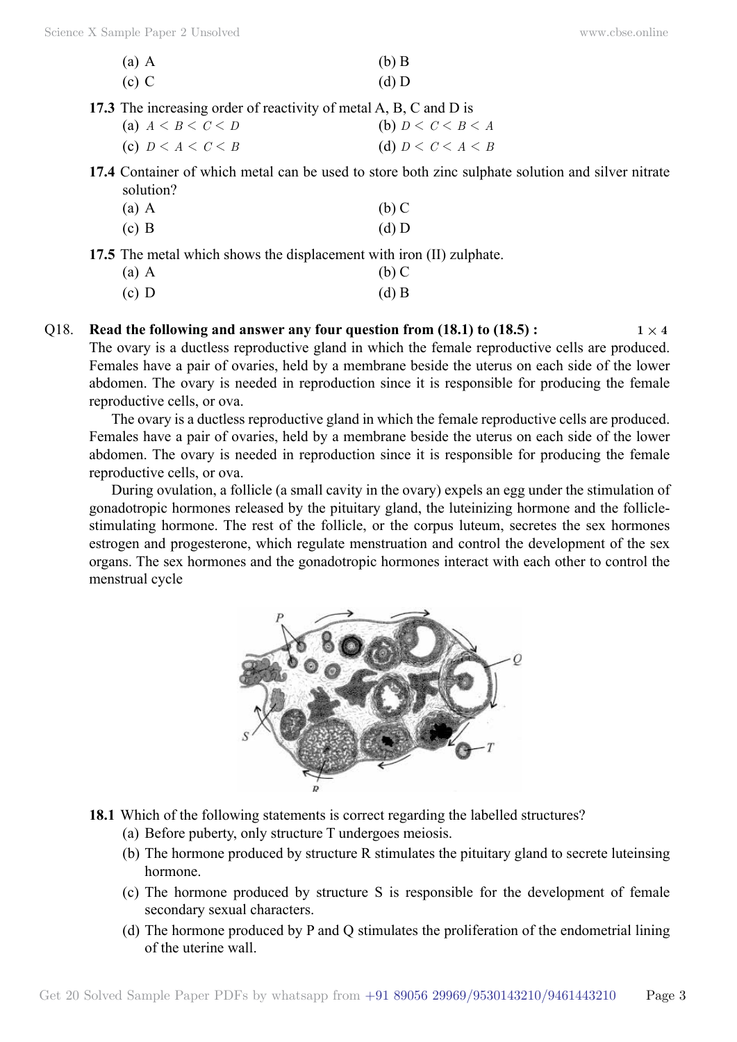(a) A (b) B

(c) C (d) D

**17.3** The increasing order of reactivity of metal A, B, C and D is

(a) $A < B < C < D$ (b) $D < C < B < A$

(c) $D < A < C < B$ (d) $D < C < A < B$

**17.4** Container of which metal can be used to store both zinc sulphate solution and silver nitrate solution?

(a) A (b) C

(c) B (d) D

**17.5** The metal which shows the displacement with iron (II) zulphate.

(a) A (b) C

(c) D (d) B

Q18. **Read the following and answer any four question from (18.1) to (18.5) :** $1 \times 4$

The ovary is a ductless reproductive gland in which the female reproductive cells are produced. Females have a pair of ovaries, held by a membrane beside the uterus on each side of the lower abdomen. The ovary is needed in reproduction since it is responsible for producing the female reproductive cells, or ova.

The ovary is a ductless reproductive gland in which the female reproductive cells are produced. Females have a pair of ovaries, held by a membrane beside the uterus on each side of the lower abdomen. The ovary is needed in reproduction since it is responsible for producing the female reproductive cells, or ova.

During ovulation, a follicle (a small cavity in the ovary) expels an egg under the stimulation of gonadotropic hormones released by the pituitary gland, the luteinizing hormone and the follicle-stimulating hormone. The rest of the follicle, or the corpus luteum, secretes the sex hormones estrogen and progesterone, which regulate menstruation and control the development of the sex organs. The sex hormones and the gonadotropic hormones interact with each other to control the menstrual cycle

**18.1** Which of the following statements is correct regarding the labelled structures?

(a) Before puberty, only structure T undergoes meiosis.

(b) The hormone produced by structure R stimulates the pituitary gland to secrete luteinsing hormone.

(c) The hormone produced by structure S is responsible for the development of female secondary sexual characters.

(d) The hormone produced by P and Q stimulates the proliferation of the endometrial lining of the uterine wall.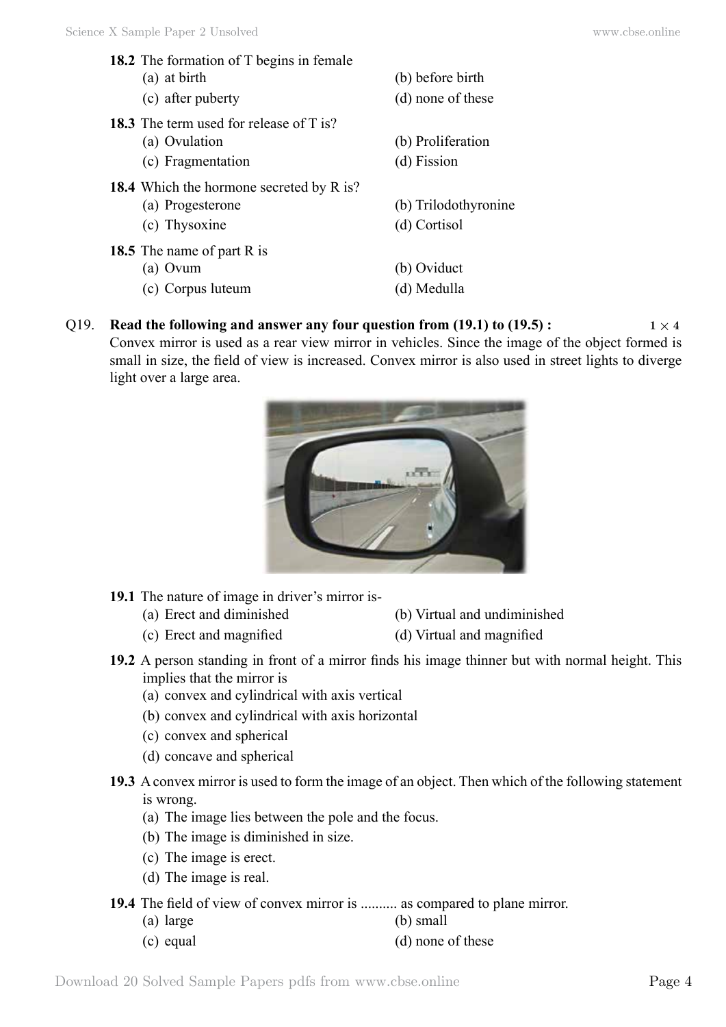**18.2** The formation of T begins in female

(a) at birth
(b) before birth
(c) after puberty
(d) none of these

**18.3** The term used for release of T is?

(a) Ovulation
(b) Proliferation
(c) Fragmentation
(d) Fission

**18.4** Which the hormone secreted by R is?

(a) Progesterone
(b) Trilodothyronine
(c) Thysoxine
(d) Cortisol

**18.5** The name of part R is

(a) Ovum
(b) Oviduct
(c) Corpus luteum
(d) Medulla

Q19. **Read the following and answer any four question from (19.1) to (19.5) :** **1 × 4**

Convex mirror is used as a rear view mirror in vehicles. Since the image of the object formed is small in size, the field of view is increased. Convex mirror is also used in street lights to diverge light over a large area.

**19.1** The nature of image in driver's mirror is-

(a) Erect and diminished
(b) Virtual and undiminished
(c) Erect and magnified
(d) Virtual and magnified

**19.2** A person standing in front of a mirror finds his image thinner but with normal height. This implies that the mirror is

(a) convex and cylindrical with axis vertical
(b) convex and cylindrical with axis horizontal
(c) convex and spherical
(d) concave and spherical

**19.3** A convex mirror is used to form the image of an object. Then which of the following statement is wrong.

(a) The image lies between the pole and the focus.
(b) The image is diminished in size.
(c) The image is erect.
(d) The image is real.

**19.4** The field of view of convex mirror is .......... as compared to plane mirror.

(a) large
(b) small
(c) equal
(d) none of these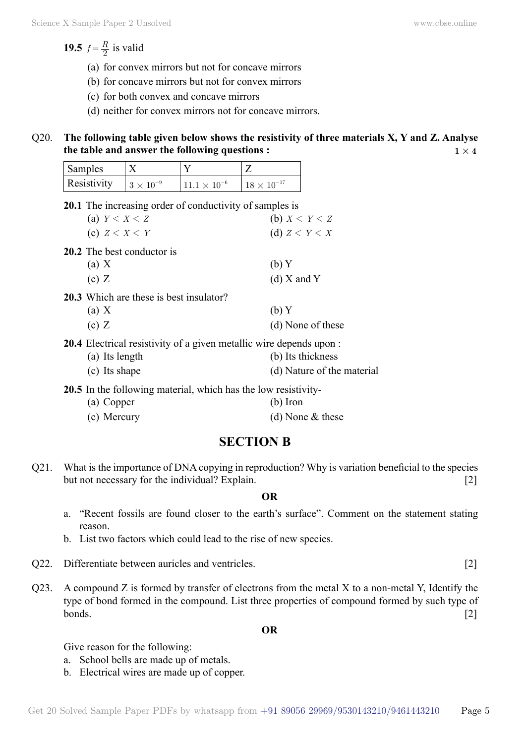**19.5** $f = \frac{R}{2}$ is valid

(a) for convex mirrors but not for concave mirrors
(b) for concave mirrors but not for convex mirrors
(c) for both convex and concave mirrors
(d) neither for convex mirrors not for concave mirrors.

Q20. **The following table given below shows the resistivity of three materials X, Y and Z. Analyse the table and answer the following questions :** **$1 \times 4$**

| Samples | X | Y | Z |
|---|---|---|---|
| Resistivity | $3 \times 10^{-9}$ | $11.1 \times 10^{-6}$ | $18 \times 10^{-17}$ |

**20.1** The increasing order of conductivity of samples is

(a) $Y < X < Z$
(b) $X < Y < Z$
(c) $Z < X < Y$
(d) $Z < Y < X$

**20.2** The best conductor is

(a) X
(b) Y
(c) Z
(d) X and Y

**20.3** Which are these is best insulator?

(a) X
(b) Y
(c) Z
(d) None of these

**20.4** Electrical resistivity of a given metallic wire depends upon :

(a) Its length
(b) Its thickness
(c) Its shape
(d) Nature of the material

**20.5** In the following material, which has the low resistivity-

(a) Copper
(b) Iron
(c) Mercury
(d) None & these

## SECTION B

Q21. What is the importance of DNA copying in reproduction? Why is variation beneficial to the species but not necessary for the individual? Explain. [2]

**OR**

a. "Recent fossils are found closer to the earth's surface". Comment on the statement stating reason.
b. List two factors which could lead to the rise of new species.

Q22. Differentiate between auricles and ventricles. [2]

Q23. A compound Z is formed by transfer of electrons from the metal X to a non-metal Y, Identify the type of bond formed in the compound. List three properties of compound formed by such type of bonds. [2]

**OR**

Give reason for the following:

a. School bells are made up of metals.
b. Electrical wires are made up of copper.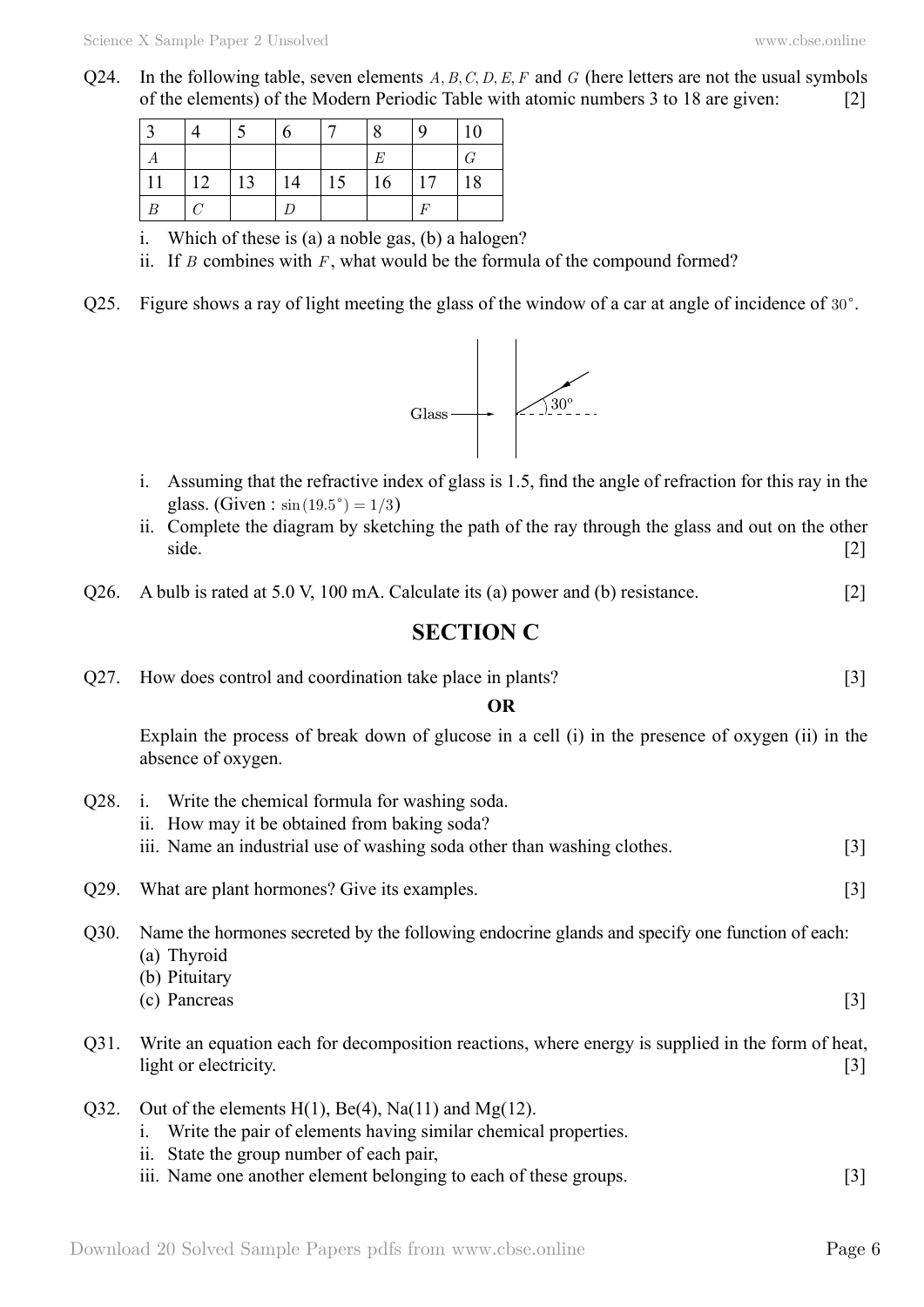Q24. In the following table, seven elements $A, B, C, D, E, F$ and $G$ (here letters are not the usual symbols of the elements) of the Modern Periodic Table with atomic numbers 3 to 18 are given: [2]

| 3 | 4 | 5 | 6 | 7 | 8 | 9 | 10 |
|---|---|---|---|---|---|---|---|
| $A$ | | | | | $E$ | | $G$ |
| 11 | 12 | 13 | 14 | 15 | 16 | 17 | 18 |
| $B$ | $C$ | | $D$ | | | $F$ | |

i. Which of these is (a) a noble gas, (b) a halogen?
ii. If $B$ combines with $F$, what would be the formula of the compound formed?

Q25. Figure shows a ray of light meeting the glass of the window of a car at angle of incidence of $30^\circ$.

Glass

$30^\circ$

i. Assuming that the refractive index of glass is 1.5, find the angle of refraction for this ray in the glass. (Given : $\sin(19.5^\circ) = 1/3$)
ii. Complete the diagram by sketching the path of the ray through the glass and out on the other side. [2]

Q26. A bulb is rated at 5.0 V, 100 mA. Calculate its (a) power and (b) resistance. [2]

## SECTION C

Q27. How does control and coordination take place in plants? [3]

**OR**

Explain the process of break down of glucose in a cell (i) in the presence of oxygen (ii) in the absence of oxygen.

Q28. i. Write the chemical formula for washing soda.
ii. How may it be obtained from baking soda?
iii. Name an industrial use of washing soda other than washing clothes. [3]

Q29. What are plant hormones? Give its examples. [3]

Q30. Name the hormones secreted by the following endocrine glands and specify one function of each:
(a) Thyroid
(b) Pituitary
(c) Pancreas [3]

Q31. Write an equation each for decomposition reactions, where energy is supplied in the form of heat, light or electricity. [3]

Q32. Out of the elements H(1), Be(4), Na(11) and Mg(12).
i. Write the pair of elements having similar chemical properties.
ii. State the group number of each pair,
iii. Name one another element belonging to each of these groups. [3]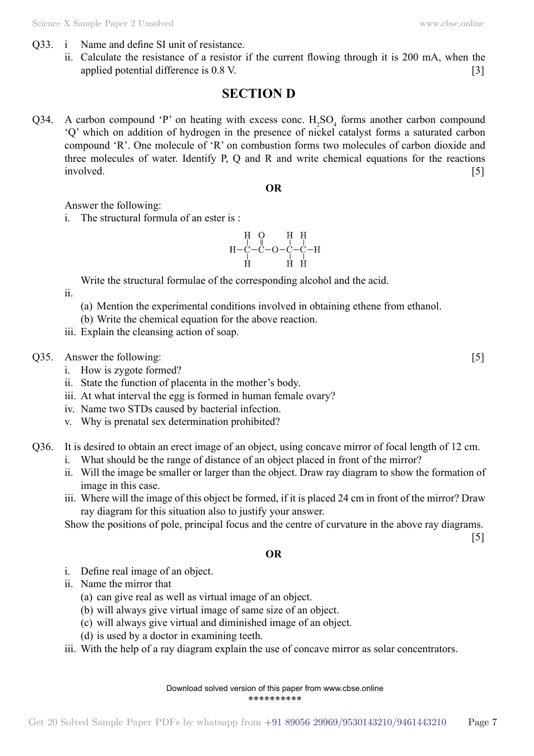Q33. i Name and define SI unit of resistance.

ii. Calculate the resistance of a resistor if the current flowing through it is 200 mA, when the applied potential difference is 0.8 V. [3]

## SECTION D

Q34. A carbon compound 'P' on heating with excess conc. $H_2SO_4$ forms another carbon compound 'Q' which on addition of hydrogen in the presence of nickel catalyst forms a saturated carbon compound 'R'. One molecule of 'R' on combustion forms two molecules of carbon dioxide and three molecules of water. Identify P, Q and R and write chemical equations for the reactions involved. [5]

**OR**

Answer the following:

i. The structural formula of an ester is :

```
    H  O       H  H
    |  ||      |  |
H - C - C - O - C - C - H
    |          |  |
    H          H  H
```

Write the structural formulae of the corresponding alcohol and the acid.

ii.
   (a) Mention the experimental conditions involved in obtaining ethene from ethanol.
   (b) Write the chemical equation for the above reaction.

iii. Explain the cleansing action of soap.

Q35. Answer the following: [5]

i. How is zygote formed?

ii. State the function of placenta in the mother's body.

iii. At what interval the egg is formed in human female ovary?

iv. Name two STDs caused by bacterial infection.

v. Why is prenatal sex determination prohibited?

Q36. It is desired to obtain an erect image of an object, using concave mirror of focal length of 12 cm.

i. What should be the range of distance of an object placed in front of the mirror?

ii. Will the image be smaller or larger than the object. Draw ray diagram to show the formation of image in this case.

iii. Where will the image of this object be formed, if it is placed 24 cm in front of the mirror? Draw ray diagram for this situation also to justify your answer.

Show the positions of pole, principal focus and the centre of curvature in the above ray diagrams. [5]

**OR**

i. Define real image of an object.

ii. Name the mirror that
   (a) can give real as well as virtual image of an object.
   (b) will always give virtual image of same size of an object.
   (c) will always give virtual and diminished image of an object.
   (d) is used by a doctor in examining teeth.

iii. With the help of a ray diagram explain the use of concave mirror as solar concentrators.

Download solved version of this paper from www.cbse.online

\*\*\*\*\*\*\*\*\*\*